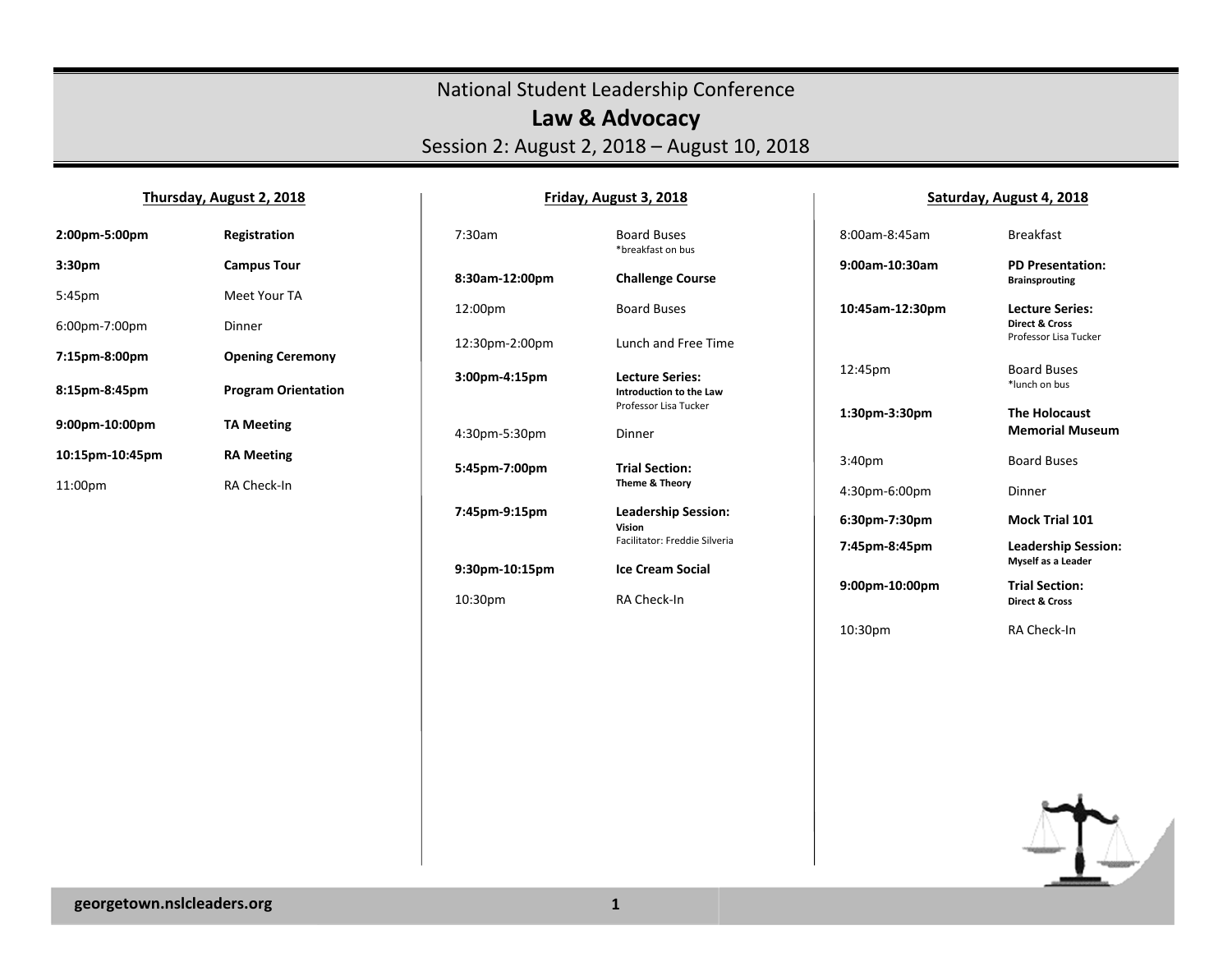# National Student Leadership Conference

## Law & Advocacy

### Session 2: August 2, 2018 – August 10, 2018

**Thursday, August 2, 2018**

| Time | Event |
|---|---|
| **2:00pm-5:00pm** | **Registration** |
| **3:30pm** | **Campus Tour** |
| 5:45pm | Meet Your TA |
| 6:00pm-7:00pm | Dinner |
| **7:15pm-8:00pm** | **Opening Ceremony** |
| **8:15pm-8:45pm** | **Program Orientation** |
| **9:00pm-10:00pm** | **TA Meeting** |
| **10:15pm-10:45pm** | **RA Meeting** |
| 11:00pm | RA Check-In |

**Friday, August 3, 2018**

| Time | Event |
|---|---|
| 7:30am | Board Buses *breakfast on bus |
| **8:30am-12:00pm** | **Challenge Course** |
| 12:00pm | Board Buses |
| 12:30pm-2:00pm | Lunch and Free Time |
| **3:00pm-4:15pm** | **Lecture Series: Introduction to the Law** Professor Lisa Tucker |
| 4:30pm-5:30pm | Dinner |
| **5:45pm-7:00pm** | **Trial Section: Theme & Theory** |
| **7:45pm-9:15pm** | **Leadership Session: Vision** Facilitator: Freddie Silveria |
| **9:30pm-10:15pm** | **Ice Cream Social** |
| 10:30pm | RA Check-In |

**Saturday, August 4, 2018**

| Time | Event |
|---|---|
| 8:00am-8:45am | Breakfast |
| **9:00am-10:30am** | **PD Presentation: Brainsprouting** |
| **10:45am-12:30pm** | **Lecture Series: Direct & Cross** Professor Lisa Tucker |
| 12:45pm | Board Buses *lunch on bus |
| **1:30pm-3:30pm** | **The Holocaust Memorial Museum** |
| 3:40pm | Board Buses |
| 4:30pm-6:00pm | Dinner |
| **6:30pm-7:30pm** | **Mock Trial 101** |
| **7:45pm-8:45pm** | **Leadership Session: Myself as a Leader** |
| **9:00pm-10:00pm** | **Trial Section: Direct & Cross** |
| 10:30pm | RA Check-In |

**georgetown.nslcleaders.org**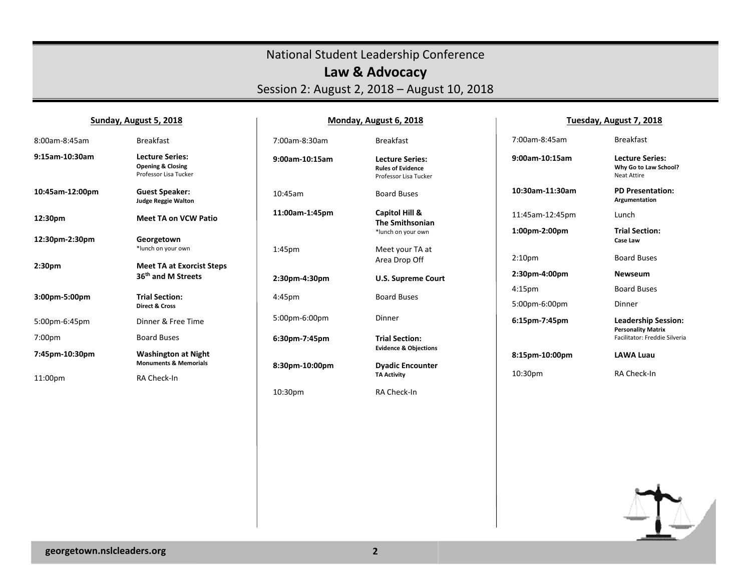# National Student Leadership Conference

## Law & Advocacy

Session 2: August 2, 2018 – August 10, 2018

### Sunday, August 5, 2018

| Time | Activity |
|---|---|
| 8:00am-8:45am | Breakfast |
| **9:15am-10:30am** | **Lecture Series:** **Opening & Closing** Professor Lisa Tucker |
| **10:45am-12:00pm** | **Guest Speaker:** **Judge Reggie Walton** |
| **12:30pm** | **Meet TA on VCW Patio** |
| **12:30pm-2:30pm** | **Georgetown** *lunch on your own |
| **2:30pm** | **Meet TA at Exorcist Steps 36th and M Streets** |
| **3:00pm-5:00pm** | **Trial Section:** **Direct & Cross** |
| 5:00pm-6:45pm | Dinner & Free Time |
| 7:00pm | Board Buses |
| **7:45pm-10:30pm** | **Washington at Night** **Monuments & Memorials** |
| 11:00pm | RA Check-In |

### Monday, August 6, 2018

| Time | Activity |
|---|---|
| 7:00am-8:30am | Breakfast |
| **9:00am-10:15am** | **Lecture Series:** **Rules of Evidence** Professor Lisa Tucker |
| 10:45am | Board Buses |
| **11:00am-1:45pm** | **Capitol Hill & The Smithsonian** *lunch on your own |
| 1:45pm | Meet your TA at Area Drop Off |
| **2:30pm-4:30pm** | **U.S. Supreme Court** |
| 4:45pm | Board Buses |
| 5:00pm-6:00pm | Dinner |
| **6:30pm-7:45pm** | **Trial Section:** **Evidence & Objections** |
| **8:30pm-10:00pm** | **Dyadic Encounter** **TA Activity** |
| 10:30pm | RA Check-In |

### Tuesday, August 7, 2018

| Time | Activity |
|---|---|
| 7:00am-8:45am | Breakfast |
| **9:00am-10:15am** | **Lecture Series:** **Why Go to Law School?** Neat Attire |
| **10:30am-11:30am** | **PD Presentation:** **Argumentation** |
| 11:45am-12:45pm | Lunch |
| **1:00pm-2:00pm** | **Trial Section:** **Case Law** |
| 2:10pm | Board Buses |
| **2:30pm-4:00pm** | **Newseum** |
| 4:15pm | Board Buses |
| 5:00pm-6:00pm | Dinner |
| **6:15pm-7:45pm** | **Leadership Session:** **Personality Matrix** Facilitator: Freddie Silveria |
| **8:15pm-10:00pm** | **LAWA Luau** |
| 10:30pm | RA Check-In |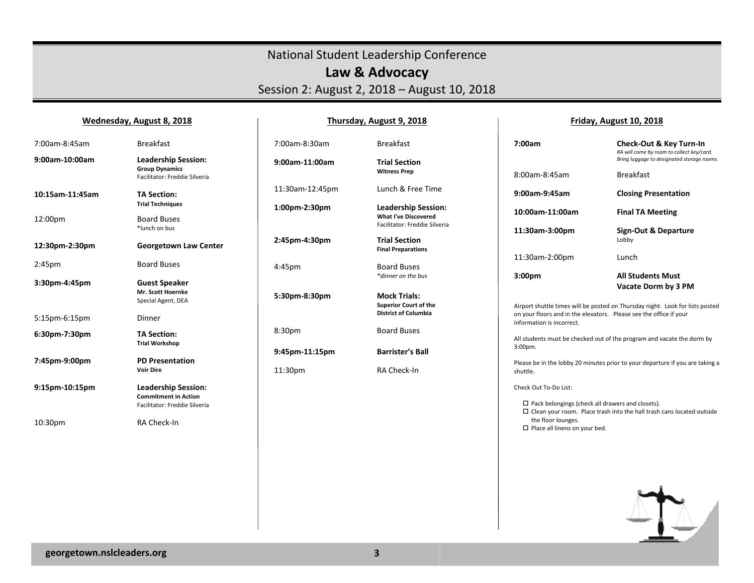# National Student Leadership Conference

## Law & Advocacy

Session 2: August 2, 2018 – August 10, 2018

### Wednesday, August 8, 2018

| | |
|---|---|
| 7:00am-8:45am | Breakfast |
| **9:00am-10:00am** | **Leadership Session:** **Group Dynamics** Facilitator: Freddie Silveria |
| **10:15am-11:45am** | **TA Section:** **Trial Techniques** |
| 12:00pm | Board Buses *lunch on bus |
| **12:30pm-2:30pm** | **Georgetown Law Center** |
| 2:45pm | Board Buses |
| **3:30pm-4:45pm** | **Guest Speaker** **Mr. Scott Hoernke** Special Agent, DEA |
| 5:15pm-6:15pm | Dinner |
| **6:30pm-7:30pm** | **TA Section:** **Trial Workshop** |
| **7:45pm-9:00pm** | **PD Presentation** **Voir Dire** |
| **9:15pm-10:15pm** | **Leadership Session:** **Commitment in Action** Facilitator: Freddie Silveria |
| 10:30pm | RA Check-In |

### Thursday, August 9, 2018

| | |
|---|---|
| 7:00am-8:30am | Breakfast |
| **9:00am-11:00am** | **Trial Section** **Witness Prep** |
| 11:30am-12:45pm | Lunch & Free Time |
| **1:00pm-2:30pm** | **Leadership Session:** **What I've Discovered** Facilitator: Freddie Silveria |
| **2:45pm-4:30pm** | **Trial Section** **Final Preparations** |
| 4:45pm | Board Buses *\*dinner on the bus* |
| **5:30pm-8:30pm** | **Mock Trials:** **Superior Court of the District of Columbia** |
| 8:30pm | Board Buses |
| **9:45pm-11:15pm** | **Barrister's Ball** |
| 11:30pm | RA Check-In |

### Friday, August 10, 2018

| | |
|---|---|
| **7:00am** | **Check-Out & Key Turn-In** *RA will come by room to collect key/card. Bring luggage to designated storage rooms.* |
| 8:00am-8:45am | Breakfast |
| **9:00am-9:45am** | **Closing Presentation** |
| **10:00am-11:00am** | **Final TA Meeting** |
| **11:30am-3:00pm** | **Sign-Out & Departure** Lobby |
| 11:30am-2:00pm | Lunch |
| **3:00pm** | **All Students Must Vacate Dorm by 3 PM** |

Airport shuttle times will be posted on Thursday night. Look for lists posted on your floors and in the elevators. Please see the office if your information is incorrect.

All students must be checked out of the program and vacate the dorm by 3:00pm.

Please be in the lobby 20 minutes prior to your departure if you are taking a shuttle.

Check Out To-Do List:

- ☐ Pack belongings (check all drawers and closets).
- ☐ Clean your room. Place trash into the hall trash cans located outside the floor lounges.
- ☐ Place all linens on your bed.

georgetown.nslcleaders.org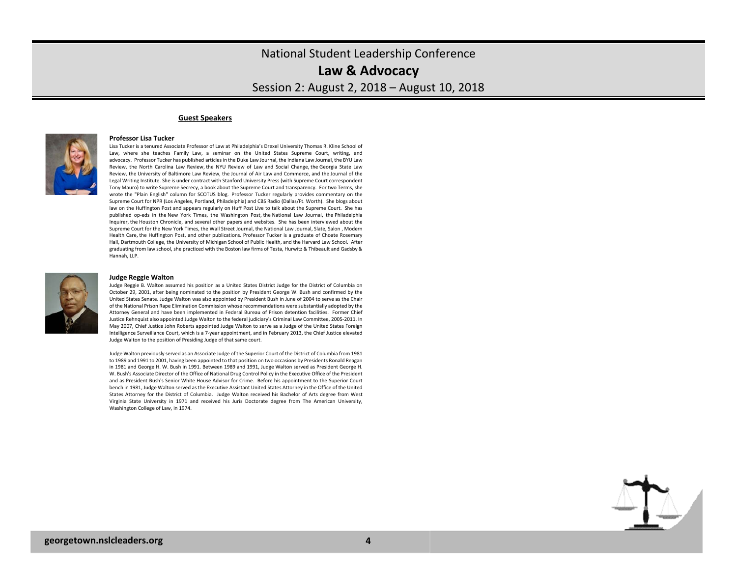## Guest Speakers

### Professor Lisa Tucker

Lisa Tucker is a tenured Associate Professor of Law at Philadelphia's Drexel University Thomas R. Kline School of Law, where she teaches Family Law, a seminar on the United States Supreme Court, writing, and advocacy. Professor Tucker has published articles in the Duke Law Journal, the Indiana Law Journal, the BYU Law Review, the North Carolina Law Review, the NYU Review of Law and Social Change, the Georgia State Law Review, the University of Baltimore Law Review, the Journal of Air Law and Commerce, and the Journal of the Legal Writing Institute. She is under contract with Stanford University Press (with Supreme Court correspondent Tony Mauro) to write Supreme Secrecy, a book about the Supreme Court and transparency. For two Terms, she wrote the "Plain English" column for SCOTUS blog. Professor Tucker regularly provides commentary on the Supreme Court for NPR (Los Angeles, Portland, Philadelphia) and CBS Radio (Dallas/Ft. Worth). She blogs about law on the Huffington Post and appears regularly on Huff Post Live to talk about the Supreme Court. She has published op-eds in the New York Times, the Washington Post, the National Law Journal, the Philadelphia Inquirer, the Houston Chronicle, and several other papers and websites. She has been interviewed about the Supreme Court for the New York Times, the Wall Street Journal, the National Law Journal, Slate, Salon , Modern Health Care, the Huffington Post, and other publications. Professor Tucker is a graduate of Choate Rosemary Hall, Dartmouth College, the University of Michigan School of Public Health, and the Harvard Law School. After graduating from law school, she practiced with the Boston law firms of Testa, Hurwitz & Thibeault and Gadsby & Hannah, LLP.

### Judge Reggie Walton

Judge Reggie B. Walton assumed his position as a United States District Judge for the District of Columbia on October 29, 2001, after being nominated to the position by President George W. Bush and confirmed by the United States Senate. Judge Walton was also appointed by President Bush in June of 2004 to serve as the Chair of the National Prison Rape Elimination Commission whose recommendations were substantially adopted by the Attorney General and have been implemented in Federal Bureau of Prison detention facilities. Former Chief Justice Rehnquist also appointed Judge Walton to the federal judiciary's Criminal Law Committee, 2005-2011. In May 2007, Chief Justice John Roberts appointed Judge Walton to serve as a Judge of the United States Foreign Intelligence Surveillance Court, which is a 7-year appointment, and in February 2013, the Chief Justice elevated Judge Walton to the position of Presiding Judge of that same court.

Judge Walton previously served as an Associate Judge of the Superior Court of the District of Columbia from 1981 to 1989 and 1991 to 2001, having been appointed to that position on two occasions by Presidents Ronald Reagan in 1981 and George H. W. Bush in 1991. Between 1989 and 1991, Judge Walton served as President George H. W. Bush's Associate Director of the Office of National Drug Control Policy in the Executive Office of the President and as President Bush's Senior White House Advisor for Crime. Before his appointment to the Superior Court bench in 1981, Judge Walton served as the Executive Assistant United States Attorney in the Office of the United States Attorney for the District of Columbia. Judge Walton received his Bachelor of Arts degree from West Virginia State University in 1971 and received his Juris Doctorate degree from The American University, Washington College of Law, in 1974.